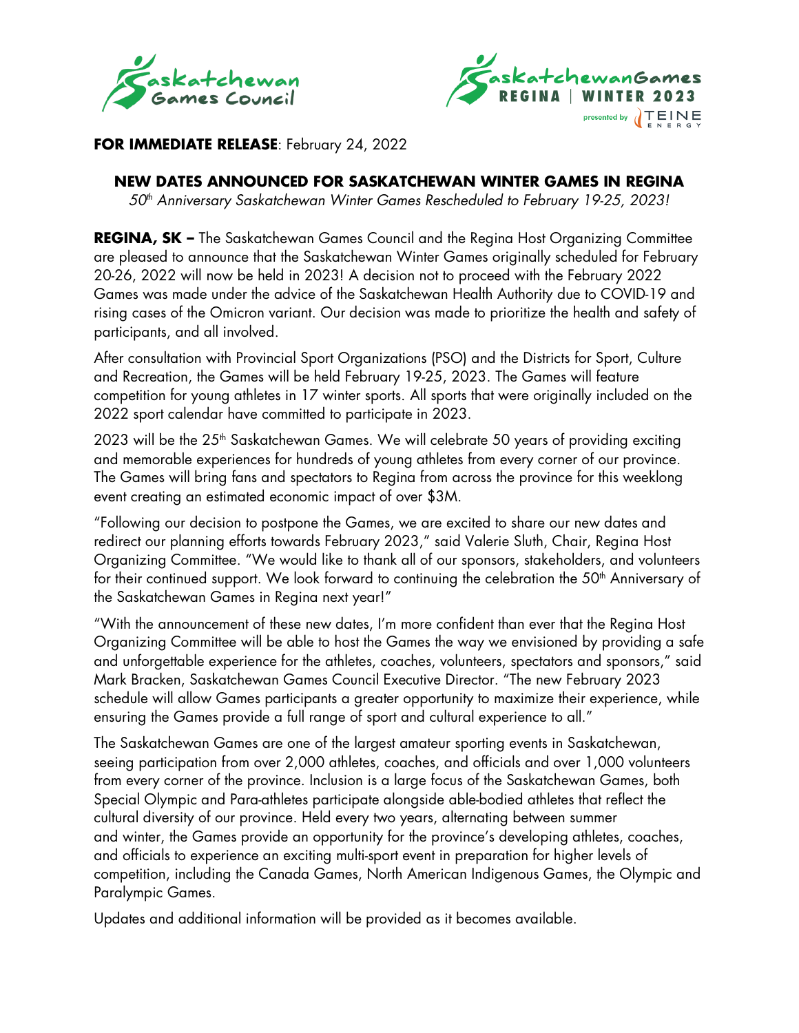**FOR IMMEDIATE RELEASE**: February 24, 2022

## NEW DATES ANNOUNCED FOR SASKATCHEWAN WINTER GAMES IN REGINA

*50th Anniversary Saskatchewan Winter Games Rescheduled to February 19-25, 2023!*

**REGINA, SK –** The Saskatchewan Games Council and the Regina Host Organizing Committee are pleased to announce that the Saskatchewan Winter Games originally scheduled for February 20-26, 2022 will now be held in 2023! A decision not to proceed with the February 2022 Games was made under the advice of the Saskatchewan Health Authority due to COVID-19 and rising cases of the Omicron variant. Our decision was made to prioritize the health and safety of participants, and all involved.

After consultation with Provincial Sport Organizations (PSO) and the Districts for Sport, Culture and Recreation, the Games will be held February 19-25, 2023. The Games will feature competition for young athletes in 17 winter sports. All sports that were originally included on the 2022 sport calendar have committed to participate in 2023.

2023 will be the 25th Saskatchewan Games. We will celebrate 50 years of providing exciting and memorable experiences for hundreds of young athletes from every corner of our province. The Games will bring fans and spectators to Regina from across the province for this weeklong event creating an estimated economic impact of over $3M.

"Following our decision to postpone the Games, we are excited to share our new dates and redirect our planning efforts towards February 2023," said Valerie Sluth, Chair, Regina Host Organizing Committee. "We would like to thank all of our sponsors, stakeholders, and volunteers for their continued support. We look forward to continuing the celebration the 50th Anniversary of the Saskatchewan Games in Regina next year!"

"With the announcement of these new dates, I'm more confident than ever that the Regina Host Organizing Committee will be able to host the Games the way we envisioned by providing a safe and unforgettable experience for the athletes, coaches, volunteers, spectators and sponsors," said Mark Bracken, Saskatchewan Games Council Executive Director. "The new February 2023 schedule will allow Games participants a greater opportunity to maximize their experience, while ensuring the Games provide a full range of sport and cultural experience to all."

The Saskatchewan Games are one of the largest amateur sporting events in Saskatchewan, seeing participation from over 2,000 athletes, coaches, and officials and over 1,000 volunteers from every corner of the province. Inclusion is a large focus of the Saskatchewan Games, both Special Olympic and Para-athletes participate alongside able-bodied athletes that reflect the cultural diversity of our province. Held every two years, alternating between summer and winter, the Games provide an opportunity for the province's developing athletes, coaches, and officials to experience an exciting multi-sport event in preparation for higher levels of competition, including the Canada Games, North American Indigenous Games, the Olympic and Paralympic Games.

Updates and additional information will be provided as it becomes available.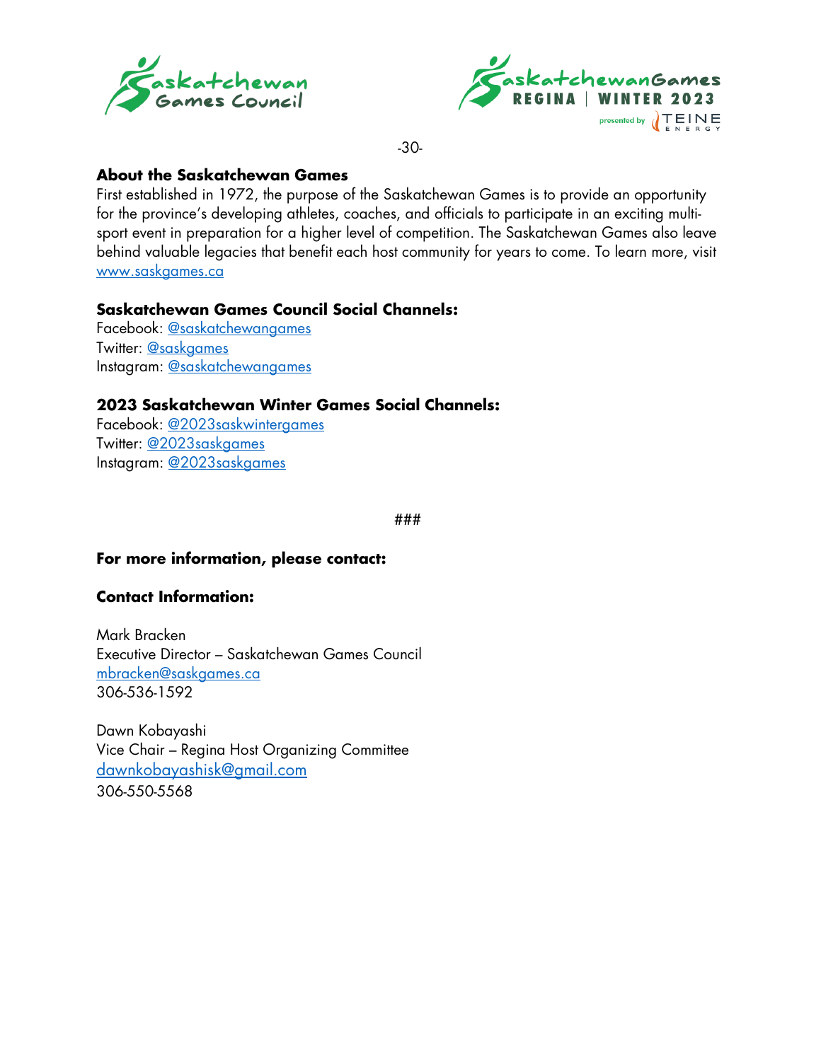-30-

**About the Saskatchewan Games**

First established in 1972, the purpose of the Saskatchewan Games is to provide an opportunity for the province's developing athletes, coaches, and officials to participate in an exciting multi-sport event in preparation for a higher level of competition. The Saskatchewan Games also leave behind valuable legacies that benefit each host community for years to come. To learn more, visit [www.saskgames.ca](http://www.saskgames.ca)

**Saskatchewan Games Council Social Channels:**

Facebook: @saskatchewangames
Twitter: @saskgames
Instagram: @saskatchewangames

**2023 Saskatchewan Winter Games Social Channels:**

Facebook: @2023saskwintergames
Twitter: @2023saskgames
Instagram: @2023saskgames

###

**For more information, please contact:**

**Contact Information:**

Mark Bracken
Executive Director – Saskatchewan Games Council
mbracken@saskgames.ca
306-536-1592

Dawn Kobayashi
Vice Chair – Regina Host Organizing Committee
dawnkobayashisk@gmail.com
306-550-5568